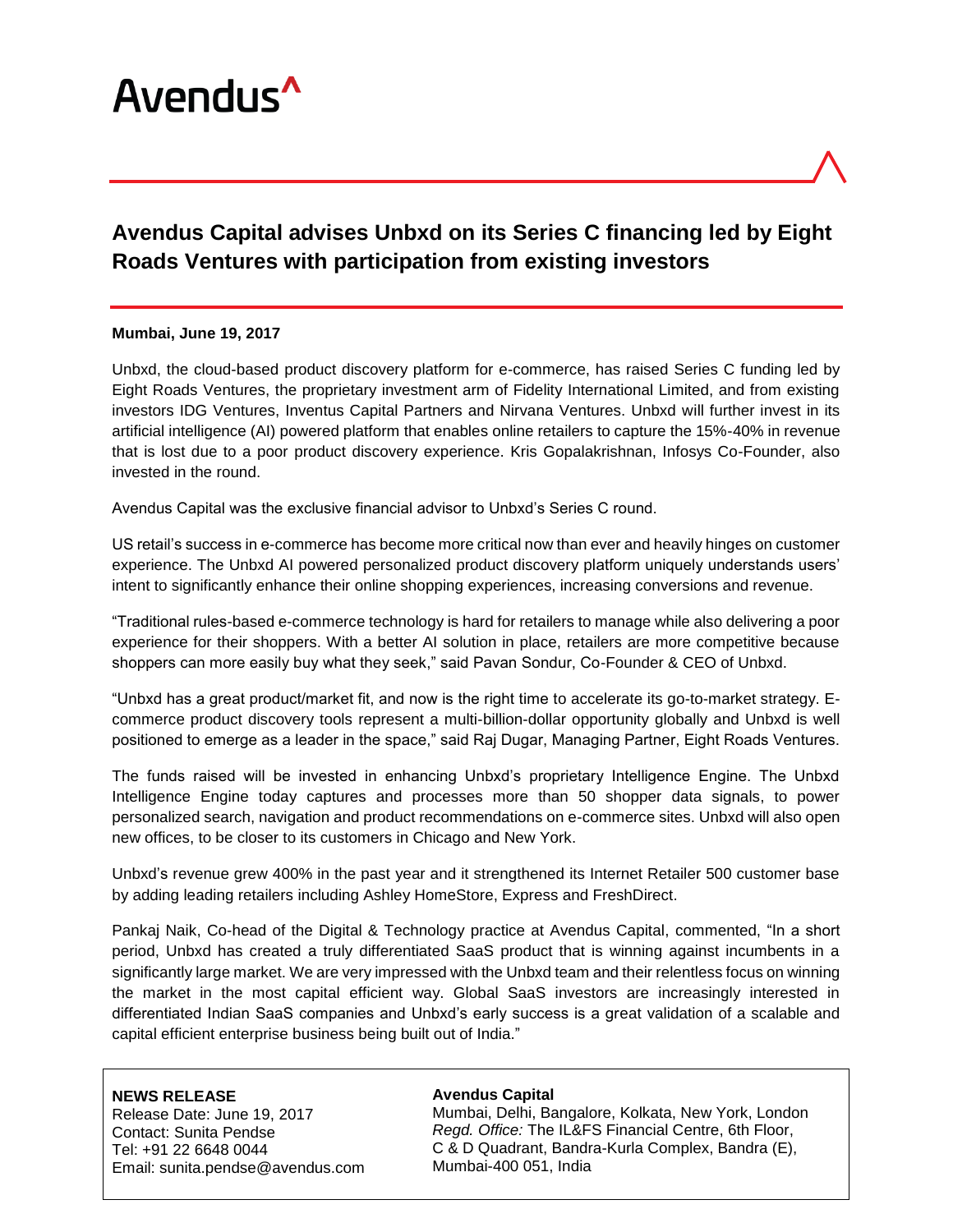Avendus^

# Avendus Capital advises Unbxd on its Series C financing led by Eight Roads Ventures with participation from existing investors

**Mumbai, June 19, 2017**

Unbxd, the cloud-based product discovery platform for e-commerce, has raised Series C funding led by Eight Roads Ventures, the proprietary investment arm of Fidelity International Limited, and from existing investors IDG Ventures, Inventus Capital Partners and Nirvana Ventures. Unbxd will further invest in its artificial intelligence (AI) powered platform that enables online retailers to capture the 15%-40% in revenue that is lost due to a poor product discovery experience. Kris Gopalakrishnan, Infosys Co-Founder, also invested in the round.

Avendus Capital was the exclusive financial advisor to Unbxd's Series C round.

US retail's success in e-commerce has become more critical now than ever and heavily hinges on customer experience. The Unbxd AI powered personalized product discovery platform uniquely understands users' intent to significantly enhance their online shopping experiences, increasing conversions and revenue.

"Traditional rules-based e-commerce technology is hard for retailers to manage while also delivering a poor experience for their shoppers. With a better AI solution in place, retailers are more competitive because shoppers can more easily buy what they seek," said Pavan Sondur, Co-Founder & CEO of Unbxd.

"Unbxd has a great product/market fit, and now is the right time to accelerate its go-to-market strategy. E-commerce product discovery tools represent a multi-billion-dollar opportunity globally and Unbxd is well positioned to emerge as a leader in the space," said Raj Dugar, Managing Partner, Eight Roads Ventures.

The funds raised will be invested in enhancing Unbxd's proprietary Intelligence Engine. The Unbxd Intelligence Engine today captures and processes more than 50 shopper data signals, to power personalized search, navigation and product recommendations on e-commerce sites. Unbxd will also open new offices, to be closer to its customers in Chicago and New York.

Unbxd's revenue grew 400% in the past year and it strengthened its Internet Retailer 500 customer base by adding leading retailers including Ashley HomeStore, Express and FreshDirect.

Pankaj Naik, Co-head of the Digital & Technology practice at Avendus Capital, commented, "In a short period, Unbxd has created a truly differentiated SaaS product that is winning against incumbents in a significantly large market. We are very impressed with the Unbxd team and their relentless focus on winning the market in the most capital efficient way. Global SaaS investors are increasingly interested in differentiated Indian SaaS companies and Unbxd's early success is a great validation of a scalable and capital efficient enterprise business being built out of India."

**NEWS RELEASE**
Release Date: June 19, 2017
Contact: Sunita Pendse
Tel: +91 22 6648 0044
Email: sunita.pendse@avendus.com

**Avendus Capital**
Mumbai, Delhi, Bangalore, Kolkata, New York, London
*Regd. Office:* The IL&FS Financial Centre, 6th Floor, C & D Quadrant, Bandra-Kurla Complex, Bandra (E), Mumbai-400 051, India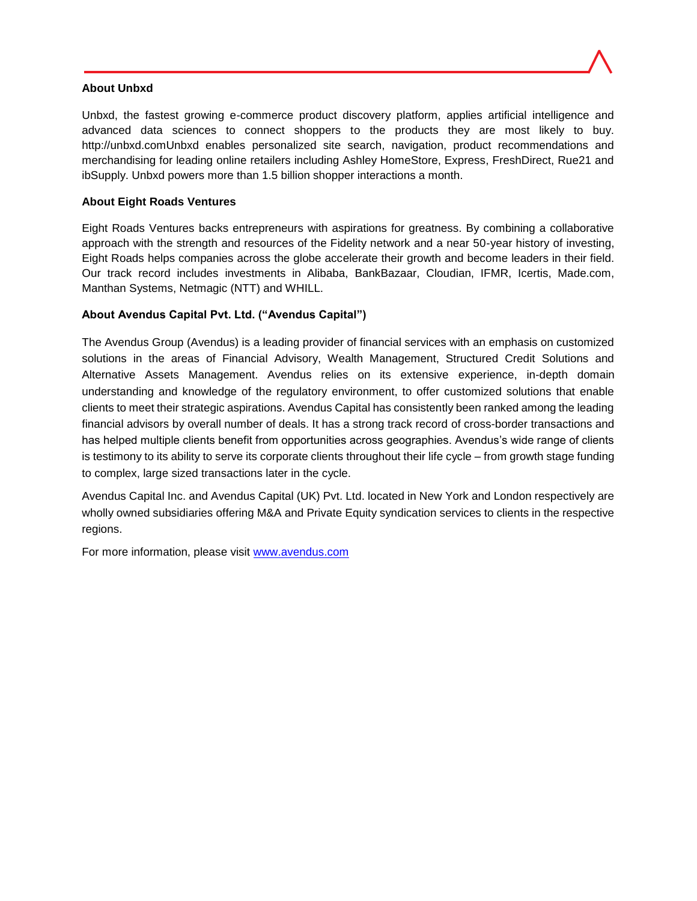**About Unbxd**

Unbxd, the fastest growing e-commerce product discovery platform, applies artificial intelligence and advanced data sciences to connect shoppers to the products they are most likely to buy. http://unbxd.comUnbxd enables personalized site search, navigation, product recommendations and merchandising for leading online retailers including Ashley HomeStore, Express, FreshDirect, Rue21 and ibSupply. Unbxd powers more than 1.5 billion shopper interactions a month.

**About Eight Roads Ventures**

Eight Roads Ventures backs entrepreneurs with aspirations for greatness. By combining a collaborative approach with the strength and resources of the Fidelity network and a near 50-year history of investing, Eight Roads helps companies across the globe accelerate their growth and become leaders in their field. Our track record includes investments in Alibaba, BankBazaar, Cloudian, IFMR, Icertis, Made.com, Manthan Systems, Netmagic (NTT) and WHILL.

**About Avendus Capital Pvt. Ltd. ("Avendus Capital")**

The Avendus Group (Avendus) is a leading provider of financial services with an emphasis on customized solutions in the areas of Financial Advisory, Wealth Management, Structured Credit Solutions and Alternative Assets Management. Avendus relies on its extensive experience, in-depth domain understanding and knowledge of the regulatory environment, to offer customized solutions that enable clients to meet their strategic aspirations. Avendus Capital has consistently been ranked among the leading financial advisors by overall number of deals. It has a strong track record of cross-border transactions and has helped multiple clients benefit from opportunities across geographies. Avendus's wide range of clients is testimony to its ability to serve its corporate clients throughout their life cycle – from growth stage funding to complex, large sized transactions later in the cycle.

Avendus Capital Inc. and Avendus Capital (UK) Pvt. Ltd. located in New York and London respectively are wholly owned subsidiaries offering M&A and Private Equity syndication services to clients in the respective regions.

For more information, please visit [www.avendus.com](http://www.avendus.com)